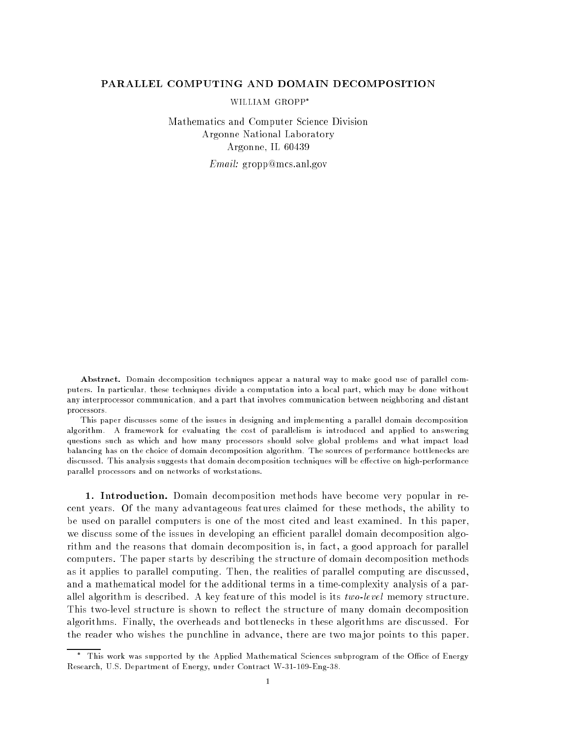# PARALLEL COMPUTING AND DOMAIN DECOMPOSITION

WILLIAM GROPP*

Mathematics and Computer Science Division
Argonne National Laboratory
Argonne, IL 60439

*Email:* gropp@mcs.anl.gov

**Abstract.** Domain decomposition techniques appear a natural way to make good use of parallel computers. In particular, these techniques divide a computation into a local part, which may be done without any interprocessor communication, and a part that involves communication between neighboring and distant processors.

This paper discusses some of the issues in designing and implementing a parallel domain decomposition algorithm. A framework for evaluating the cost of parallelism is introduced and applied to answering questions such as which and how many processors should solve global problems and what impact load balancing has on the choice of domain decomposition algorithm. The sources of performance bottlenecks are discussed. This analysis suggests that domain decomposition techniques will be effective on high-performance parallel processors and on networks of workstations.

**1. Introduction.** Domain decomposition methods have become very popular in recent years. Of the many advantageous features claimed for these methods, the ability to be used on parallel computers is one of the most cited and least examined. In this paper, we discuss some of the issues in developing an efficient parallel domain decomposition algorithm and the reasons that domain decomposition is, in fact, a good approach for parallel computers. The paper starts by describing the structure of domain decomposition methods as it applies to parallel computing. Then, the realities of parallel computing are discussed, and a mathematical model for the additional terms in a time-complexity analysis of a parallel algorithm is described. A key feature of this model is its *two-level* memory structure. This two-level structure is shown to reflect the structure of many domain decomposition algorithms. Finally, the overheads and bottlenecks in these algorithms are discussed. For the reader who wishes the punchline in advance, there are two major points to this paper.

* This work was supported by the Applied Mathematical Sciences subprogram of the Office of Energy Research, U.S. Department of Energy, under Contract W-31-109-Eng-38.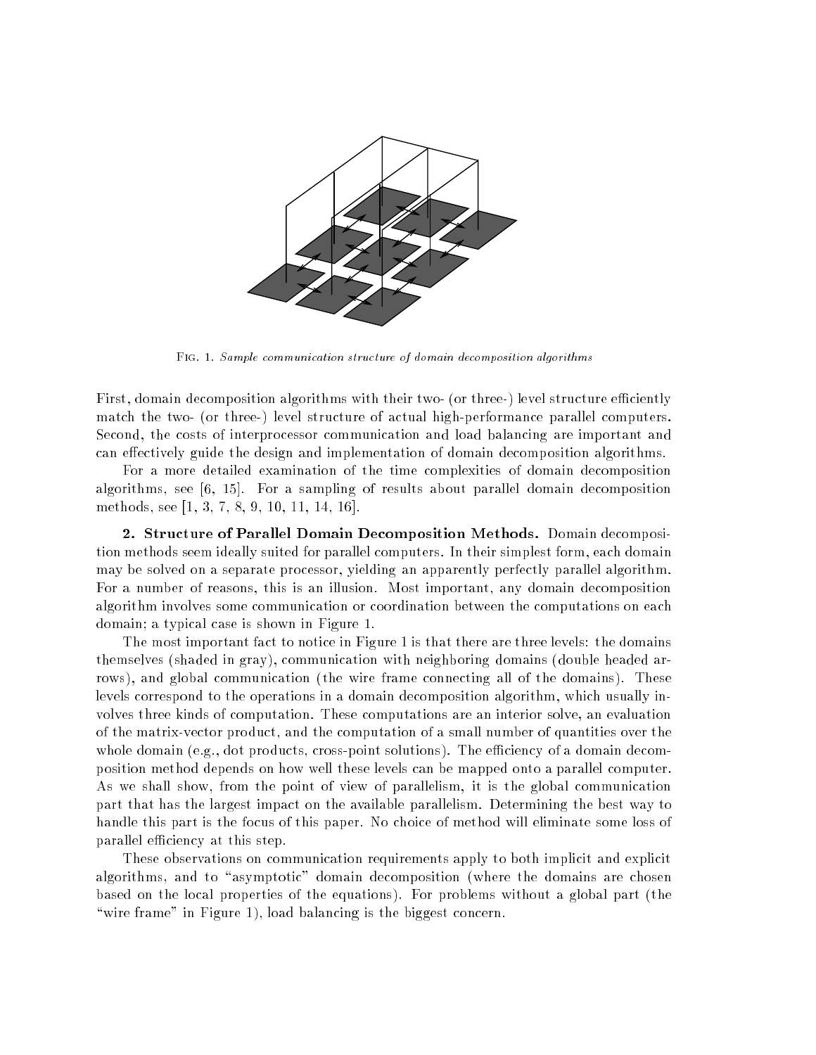Fig. 1. *Sample communication structure of domain decomposition algorithms*

First, domain decomposition algorithms with their two- (or three-) level structure efficiently match the two- (or three-) level structure of actual high-performance parallel computers. Second, the costs of interprocessor communication and load balancing are important and can effectively guide the design and implementation of domain decomposition algorithms.

For a more detailed examination of the time complexities of domain decomposition algorithms, see [6, 15]. For a sampling of results about parallel domain decomposition methods, see [1, 3, 7, 8, 9, 10, 11, 14, 16].

## 2. Structure of Parallel Domain Decomposition Methods.

Domain decomposition methods seem ideally suited for parallel computers. In their simplest form, each domain may be solved on a separate processor, yielding an apparently perfectly parallel algorithm. For a number of reasons, this is an illusion. Most important, any domain decomposition algorithm involves some communication or coordination between the computations on each domain; a typical case is shown in Figure 1.

The most important fact to notice in Figure 1 is that there are three levels: the domains themselves (shaded in gray), communication with neighboring domains (double headed arrows), and global communication (the wire frame connecting all of the domains). These levels correspond to the operations in a domain decomposition algorithm, which usually involves three kinds of computation. These computations are an interior solve, an evaluation of the matrix-vector product, and the computation of a small number of quantities over the whole domain (e.g., dot products, cross-point solutions). The efficiency of a domain decomposition method depends on how well these levels can be mapped onto a parallel computer. As we shall show, from the point of view of parallelism, it is the global communication part that has the largest impact on the available parallelism. Determining the best way to handle this part is the focus of this paper. No choice of method will eliminate some loss of parallel efficiency at this step.

These observations on communication requirements apply to both implicit and explicit algorithms, and to "asymptotic" domain decomposition (where the domains are chosen based on the local properties of the equations). For problems without a global part (the "wire frame" in Figure 1), load balancing is the biggest concern.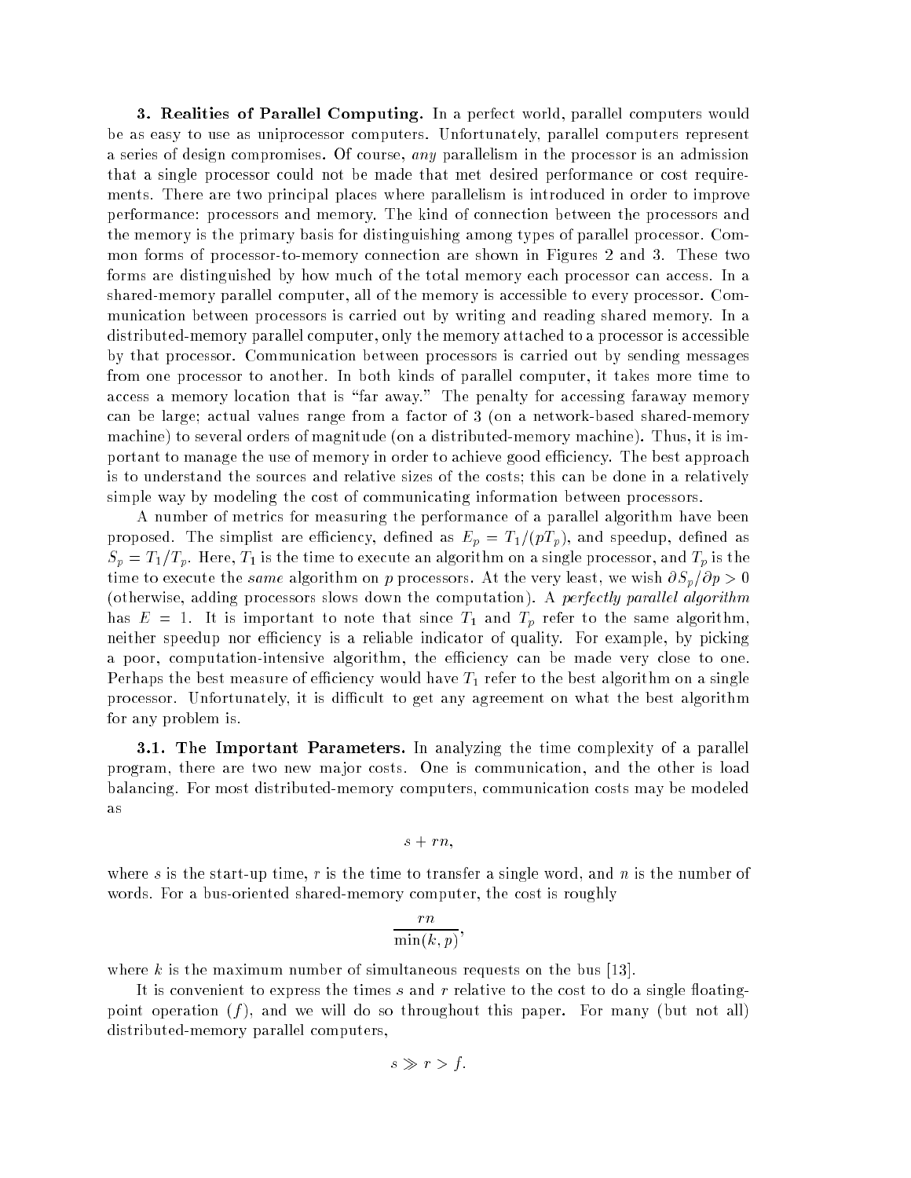**3. Realities of Parallel Computing.** In a perfect world, parallel computers would be as easy to use as uniprocessor computers. Unfortunately, parallel computers represent a series of design compromises. Of course, *any* parallelism in the processor is an admission that a single processor could not be made that met desired performance or cost requirements. There are two principal places where parallelism is introduced in order to improve performance: processors and memory. The kind of connection between the processors and the memory is the primary basis for distinguishing among types of parallel processor. Common forms of processor-to-memory connection are shown in Figures 2 and 3. These two forms are distinguished by how much of the total memory each processor can access. In a shared-memory parallel computer, all of the memory is accessible to every processor. Communication between processors is carried out by writing and reading shared memory. In a distributed-memory parallel computer, only the memory attached to a processor is accessible by that processor. Communication between processors is carried out by sending messages from one processor to another. In both kinds of parallel computer, it takes more time to access a memory location that is "far away." The penalty for accessing faraway memory can be large; actual values range from a factor of 3 (on a network-based shared-memory machine) to several orders of magnitude (on a distributed-memory machine). Thus, it is important to manage the use of memory in order to achieve good efficiency. The best approach is to understand the sources and relative sizes of the costs; this can be done in a relatively simple way by modeling the cost of communicating information between processors.

A number of metrics for measuring the performance of a parallel algorithm have been proposed. The simplist are efficiency, defined as $E_p = T_1/(pT_p)$, and speedup, defined as $S_p = T_1/T_p$. Here, $T_1$ is the time to execute an algorithm on a single processor, and $T_p$ is the time to execute the *same* algorithm on $p$ processors. At the very least, we wish $\partial S_p/\partial p > 0$ (otherwise, adding processors slows down the computation). A *perfectly parallel algorithm* has $E = 1$. It is important to note that since $T_1$ and $T_p$ refer to the same algorithm, neither speedup nor efficiency is a reliable indicator of quality. For example, by picking a poor, computation-intensive algorithm, the efficiency can be made very close to one. Perhaps the best measure of efficiency would have $T_1$ refer to the best algorithm on a single processor. Unfortunately, it is difficult to get any agreement on what the best algorithm for any problem is.

**3.1. The Important Parameters.** In analyzing the time complexity of a parallel program, there are two new major costs. One is communication, and the other is load balancing. For most distributed-memory computers, communication costs may be modeled as

$$s + rn,$$

where $s$ is the start-up time, $r$ is the time to transfer a single word, and $n$ is the number of words. For a bus-oriented shared-memory computer, the cost is roughly

$$\frac{rn}{\min(k, p)},$$

where $k$ is the maximum number of simultaneous requests on the bus [13].

It is convenient to express the times $s$ and $r$ relative to the cost to do a single floating-point operation ($f$), and we will do so throughout this paper. For many (but not all) distributed-memory parallel computers,

$$s \gg r > f.$$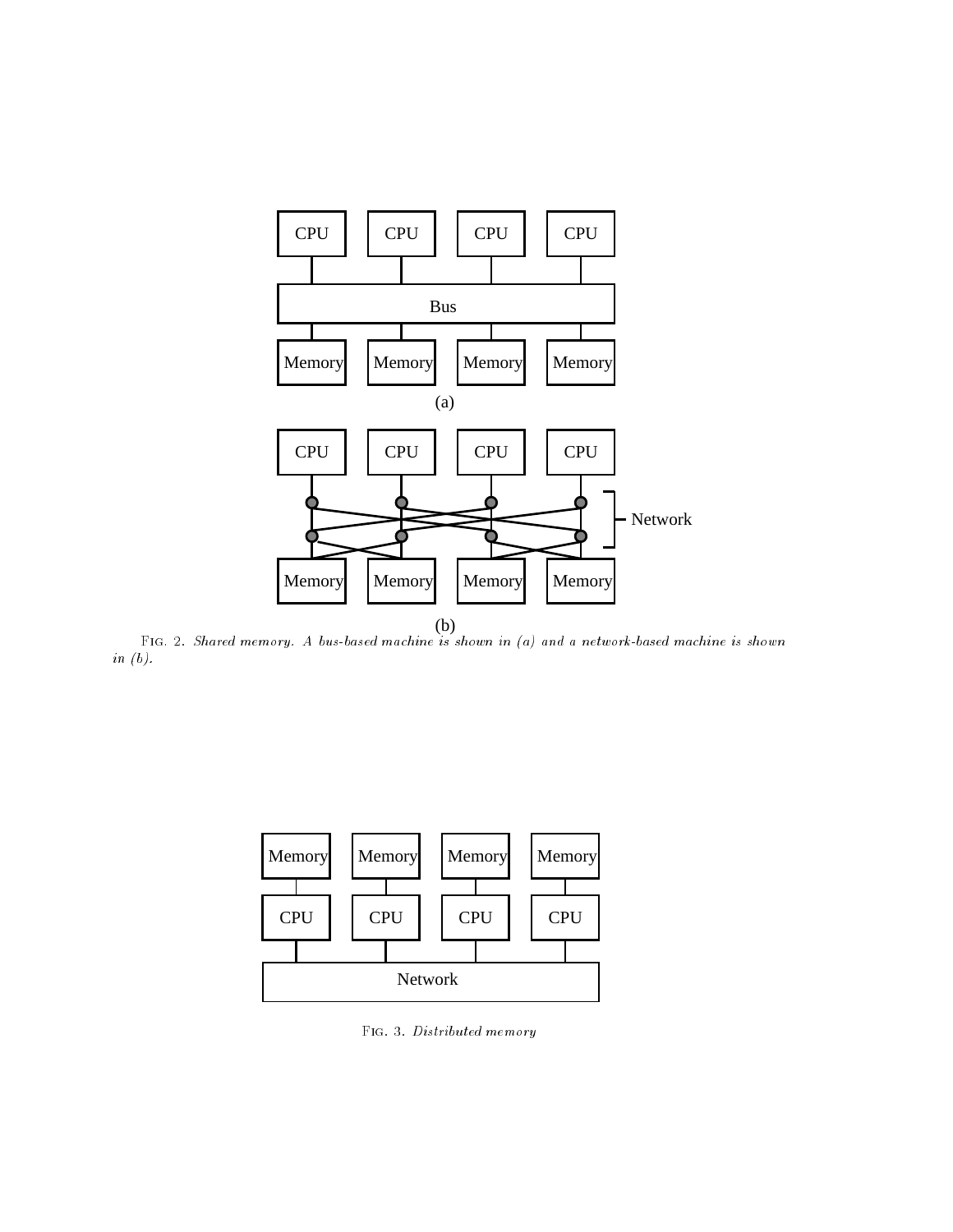Fig. 2. *Shared memory. A bus-based machine is shown in (a) and a network-based machine is shown in (b).*

Fig. 3. *Distributed memory*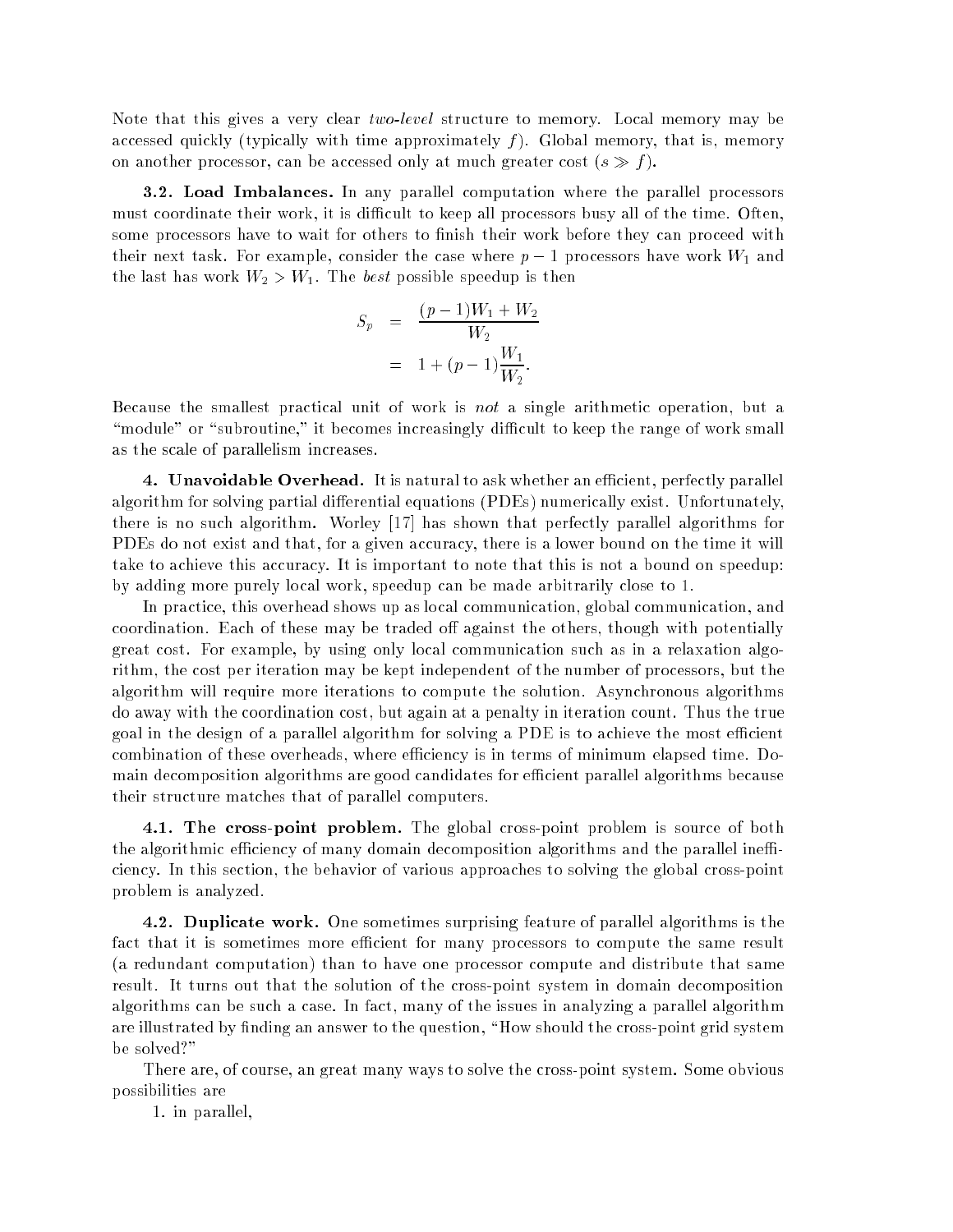Note that this gives a very clear *two-level* structure to memory. Local memory may be accessed quickly (typically with time approximately $f$). Global memory, that is, memory on another processor, can be accessed only at much greater cost ($s \gg f$).

**3.2. Load Imbalances.** In any parallel computation where the parallel processors must coordinate their work, it is difficult to keep all processors busy all of the time. Often, some processors have to wait for others to finish their work before they can proceed with their next task. For example, consider the case where $p-1$ processors have work $W_1$ and the last has work $W_2 > W_1$. The *best* possible speedup is then

$$
\begin{aligned}
S_p &= \frac{(p-1)W_1 + W_2}{W_2} \\
&= 1 + (p-1)\frac{W_1}{W_2}.
\end{aligned}
$$

Because the smallest practical unit of work is *not* a single arithmetic operation, but a "module" or "subroutine," it becomes increasingly difficult to keep the range of work small as the scale of parallelism increases.

**4. Unavoidable Overhead.** It is natural to ask whether an efficient, perfectly parallel algorithm for solving partial differential equations (PDEs) numerically exist. Unfortunately, there is no such algorithm. Worley [17] has shown that perfectly parallel algorithms for PDEs do not exist and that, for a given accuracy, there is a lower bound on the time it will take to achieve this accuracy. It is important to note that this is not a bound on speedup: by adding more purely local work, speedup can be made arbitrarily close to 1.

In practice, this overhead shows up as local communication, global communication, and coordination. Each of these may be traded off against the others, though with potentially great cost. For example, by using only local communication such as in a relaxation algorithm, the cost per iteration may be kept independent of the number of processors, but the algorithm will require more iterations to compute the solution. Asynchronous algorithms do away with the coordination cost, but again at a penalty in iteration count. Thus the true goal in the design of a parallel algorithm for solving a PDE is to achieve the most efficient combination of these overheads, where efficiency is in terms of minimum elapsed time. Domain decomposition algorithms are good candidates for efficient parallel algorithms because their structure matches that of parallel computers.

**4.1. The cross-point problem.** The global cross-point problem is source of both the algorithmic efficiency of many domain decomposition algorithms and the parallel inefficiency. In this section, the behavior of various approaches to solving the global cross-point problem is analyzed.

**4.2. Duplicate work.** One sometimes surprising feature of parallel algorithms is the fact that it is sometimes more efficient for many processors to compute the same result (a redundant computation) than to have one processor compute and distribute that same result. It turns out that the solution of the cross-point system in domain decomposition algorithms can be such a case. In fact, many of the issues in analyzing a parallel algorithm are illustrated by finding an answer to the question, "How should the cross-point grid system be solved?"

There are, of course, an great many ways to solve the cross-point system. Some obvious possibilities are

1. in parallel,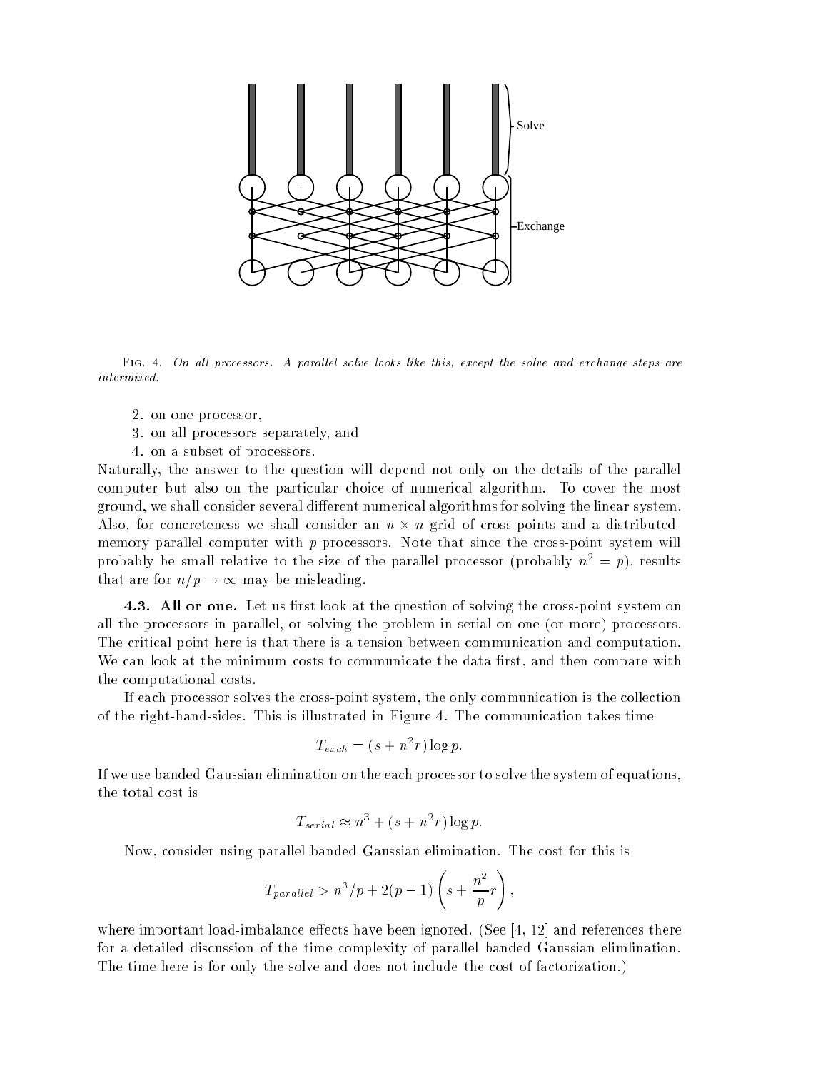FIG. 4. *On all processors. A parallel solve looks like this, except the solve and exchange steps are intermixed.*

2. on one processor,
3. on all processors separately, and
4. on a subset of processors.

Naturally, the answer to the question will depend not only on the details of the parallel computer but also on the particular choice of numerical algorithm. To cover the most ground, we shall consider several different numerical algorithms for solving the linear system. Also, for concreteness we shall consider an $n \times n$ grid of cross-points and a distributed-memory parallel computer with $p$ processors. Note that since the cross-point system will probably be small relative to the size of the parallel processor (probably $n^2 = p$), results that are for $n/p \to \infty$ may be misleading.

**4.3. All or one.** Let us first look at the question of solving the cross-point system on all the processors in parallel, or solving the problem in serial on one (or more) processors. The critical point here is that there is a tension between communication and computation. We can look at the minimum costs to communicate the data first, and then compare with the computational costs.

If each processor solves the cross-point system, the only communication is the collection of the right-hand-sides. This is illustrated in Figure 4. The communication takes time

$$T_{exch} = (s + n^2 r) \log p.$$

If we use banded Gaussian elimination on the each processor to solve the system of equations, the total cost is

$$T_{serial} \approx n^3 + (s + n^2 r) \log p.$$

Now, consider using parallel banded Gaussian elimination. The cost for this is

$$T_{parallel} > n^3/p + 2(p-1)\left(s + \frac{n^2}{p} r\right),$$

where important load-imbalance effects have been ignored. (See [4, 12] and references there for a detailed discussion of the time complexity of parallel banded Gaussian elimlination. The time here is for only the solve and does not include the cost of factorization.)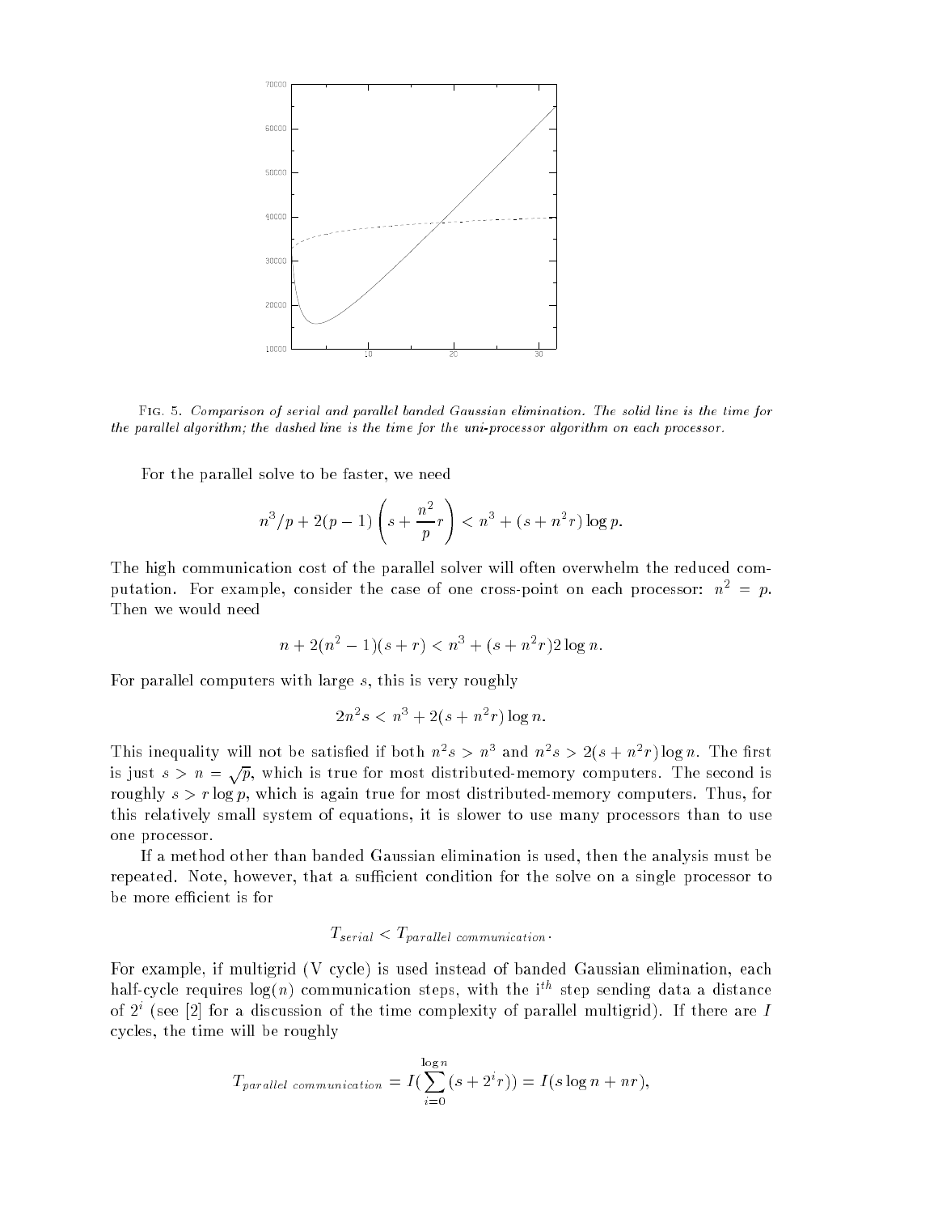Fig. 5. *Comparison of serial and parallel banded Gaussian elimination. The solid line is the time for the parallel algorithm; the dashed line is the time for the uni-processor algorithm on each processor.*

For the parallel solve to be faster, we need

$$n^3/p + 2(p-1)\left(s + \frac{n^2}{p}r\right) < n^3 + (s + n^2 r)\log p.$$

The high communication cost of the parallel solver will often overwhelm the reduced computation. For example, consider the case of one cross-point on each processor: $n^2 = p$. Then we would need

$$n + 2(n^2 - 1)(s + r) < n^3 + (s + n^2 r) 2 \log n.$$

For parallel computers with large $s$, this is very roughly

$$2n^2 s < n^3 + 2(s + n^2 r)\log n.$$

This inequality will not be satisfied if both $n^2 s > n^3$ and $n^2 s > 2(s + n^2 r)\log n$. The first is just $s > n = \sqrt{p}$, which is true for most distributed-memory computers. The second is roughly $s > r \log p$, which is again true for most distributed-memory computers. Thus, for this relatively small system of equations, it is slower to use many processors than to use one processor.

If a method other than banded Gaussian elimination is used, then the analysis must be repeated. Note, however, that a sufficient condition for the solve on a single processor to be more efficient is for

$$T_{serial} < T_{parallel\ communication}.$$

For example, if multigrid (V cycle) is used instead of banded Gaussian elimination, each half-cycle requires $\log(n)$ communication steps, with the $i^{th}$ step sending data a distance of $2^i$ (see [2] for a discussion of the time complexity of parallel multigrid). If there are $I$ cycles, the time will be roughly

$$T_{parallel\ communication} = I\left(\sum_{i=0}^{\log n}(s + 2^i r)\right) = I(s \log n + nr),$$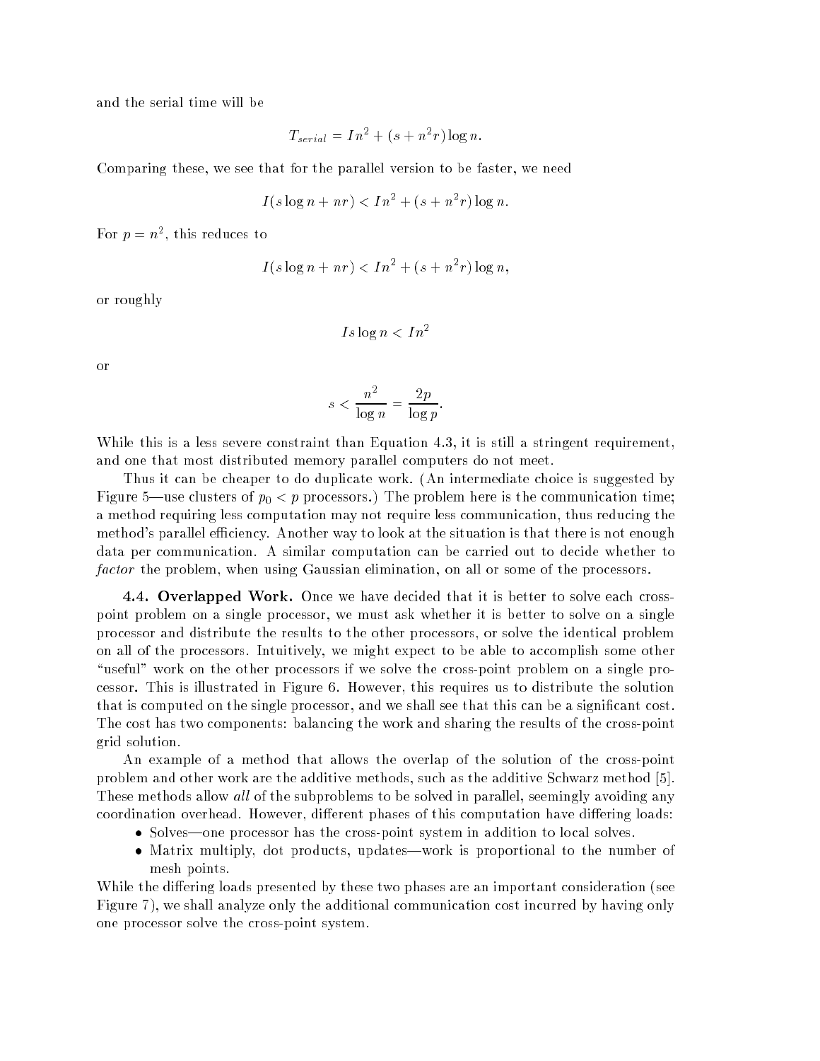and the serial time will be

$$T_{serial} = In^2 + (s + n^2 r)\log n.$$

Comparing these, we see that for the parallel version to be faster, we need

$$I(s \log n + nr) < In^2 + (s + n^2 r)\log n.$$

For $p = n^2$, this reduces to

$$I(s \log n + nr) < In^2 + (s + n^2 r)\log n,$$

or roughly

$$Is \log n < In^2$$

or

$$s < \frac{n^2}{\log n} = \frac{2p}{\log p}.$$

While this is a less severe constraint than Equation 4.3, it is still a stringent requirement, and one that most distributed memory parallel computers do not meet.

Thus it can be cheaper to do duplicate work. (An intermediate choice is suggested by Figure 5—use clusters of $p_0 < p$ processors.) The problem here is the communication time; a method requiring less computation may not require less communication, thus reducing the method's parallel efficiency. Another way to look at the situation is that there is not enough data per communication. A similar computation can be carried out to decide whether to *factor* the problem, when using Gaussian elimination, on all or some of the processors.

**4.4. Overlapped Work.** Once we have decided that it is better to solve each cross-point problem on a single processor, we must ask whether it is better to solve on a single processor and distribute the results to the other processors, or solve the identical problem on all of the processors. Intuitively, we might expect to be able to accomplish some other "useful" work on the other processors if we solve the cross-point problem on a single processor. This is illustrated in Figure 6. However, this requires us to distribute the solution that is computed on the single processor, and we shall see that this can be a significant cost. The cost has two components: balancing the work and sharing the results of the cross-point grid solution.

An example of a method that allows the overlap of the solution of the cross-point problem and other work are the additive methods, such as the additive Schwarz method [5]. These methods allow *all* of the subproblems to be solved in parallel, seemingly avoiding any coordination overhead. However, different phases of this computation have differing loads:

- Solves—one processor has the cross-point system in addition to local solves.
- Matrix multiply, dot products, updates—work is proportional to the number of mesh points.

While the differing loads presented by these two phases are an important consideration (see Figure 7), we shall analyze only the additional communication cost incurred by having only one processor solve the cross-point system.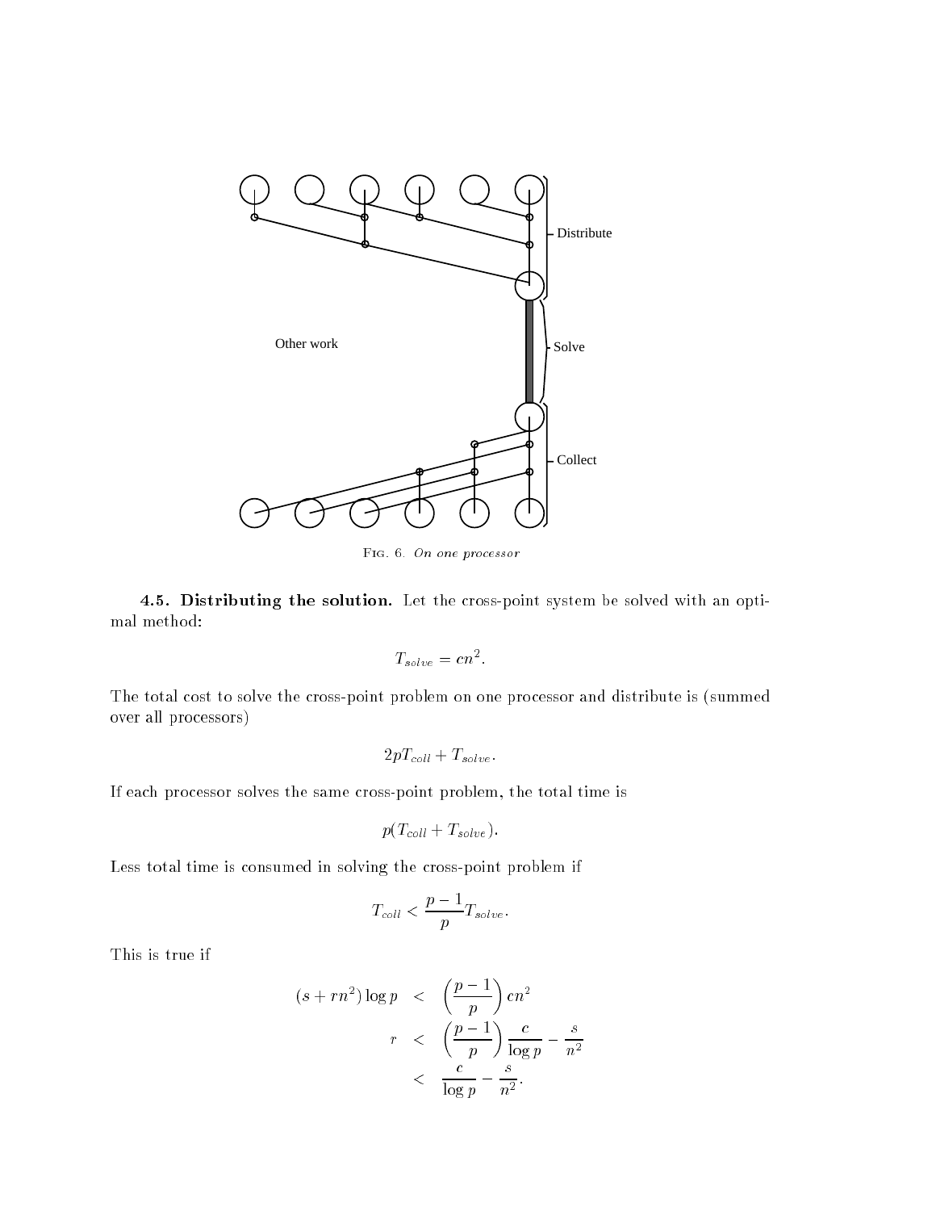Distribute

Other work

Solve

Collect

Fig. 6. *On one processor*

**4.5. Distributing the solution.** Let the cross-point system be solved with an optimal method:

$$T_{solve} = cn^2.$$

The total cost to solve the cross-point problem on one processor and distribute is (summed over all processors)

$$2pT_{coll} + T_{solve}.$$

If each processor solves the same cross-point problem, the total time is

$$p(T_{coll} + T_{solve}).$$

Less total time is consumed in solving the cross-point problem if

$$T_{coll} < \frac{p-1}{p} T_{solve}.$$

This is true if

$$\begin{aligned}
(s + rn^2)\log p &< \left(\frac{p-1}{p}\right) cn^2 \\
r &< \left(\frac{p-1}{p}\right) \frac{c}{\log p} - \frac{s}{n^2} \\
&< \frac{c}{\log p} - \frac{s}{n^2}.
\end{aligned}$$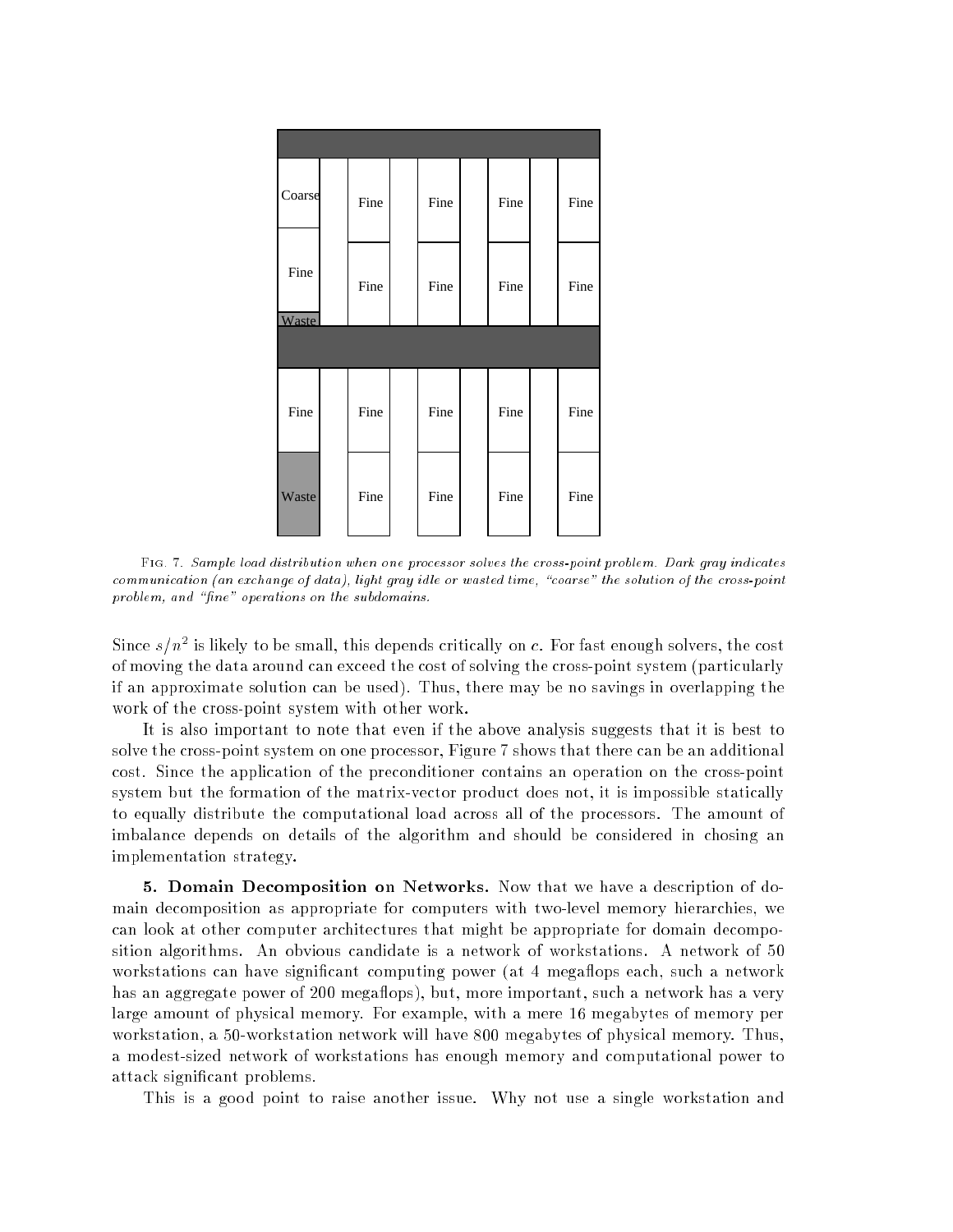Fig. 7. *Sample load distribution when one processor solves the cross-point problem. Dark gray indicates communication (an exchange of data), light gray idle or wasted time, "coarse" the solution of the cross-point problem, and "fine" operations on the subdomains.*

Since $s/n^2$ is likely to be small, this depends critically on $c$. For fast enough solvers, the cost of moving the data around can exceed the cost of solving the cross-point system (particularly if an approximate solution can be used). Thus, there may be no savings in overlapping the work of the cross-point system with other work.

It is also important to note that even if the above analysis suggests that it is best to solve the cross-point system on one processor, Figure 7 shows that there can be an additional cost. Since the application of the preconditioner contains an operation on the cross-point system but the formation of the matrix-vector product does not, it is impossible statically to equally distribute the computational load across all of the processors. The amount of imbalance depends on details of the algorithm and should be considered in chosing an implementation strategy.

**5. Domain Decomposition on Networks.** Now that we have a description of domain decomposition as appropriate for computers with two-level memory hierarchies, we can look at other computer architectures that might be appropriate for domain decomposition algorithms. An obvious candidate is a network of workstations. A network of 50 workstations can have significant computing power (at 4 megaflops each, such a network has an aggregate power of 200 megaflops), but, more important, such a network has a very large amount of physical memory. For example, with a mere 16 megabytes of memory per workstation, a 50-workstation network will have 800 megabytes of physical memory. Thus, a modest-sized network of workstations has enough memory and computational power to attack significant problems.

This is a good point to raise another issue. Why not use a single workstation and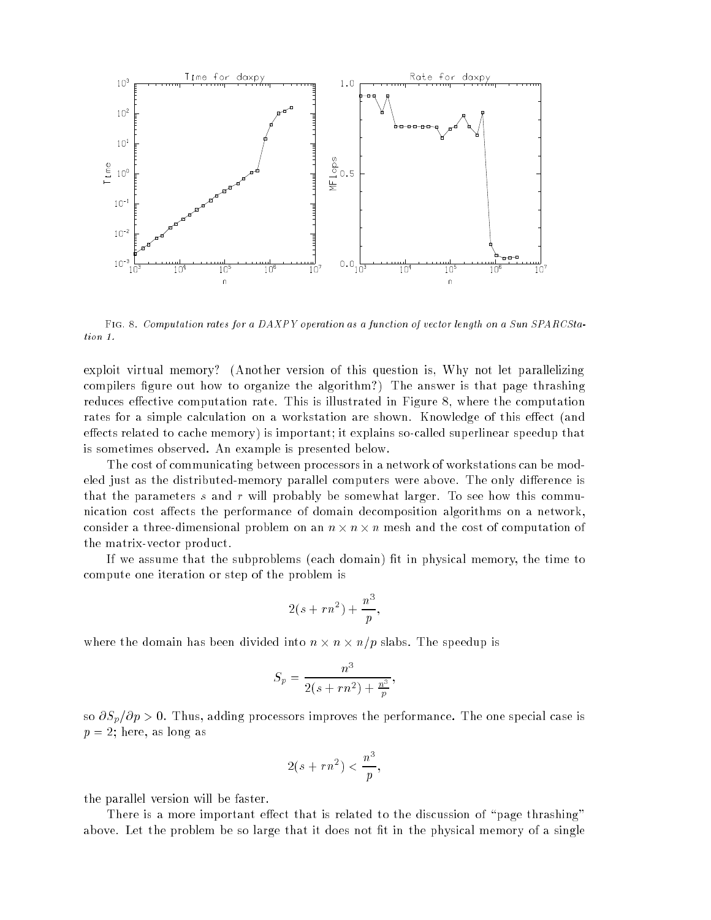FIG. 8. *Computation rates for a DAXPY operation as a function of vector length on a Sun SPARCStation 1.*

exploit virtual memory? (Another version of this question is, Why not let parallelizing compilers figure out how to organize the algorithm?) The answer is that page thrashing reduces effective computation rate. This is illustrated in Figure 8, where the computation rates for a simple calculation on a workstation are shown. Knowledge of this effect (and effects related to cache memory) is important; it explains so-called superlinear speedup that is sometimes observed. An example is presented below.

The cost of communicating between processors in a network of workstations can be modeled just as the distributed-memory parallel computers were above. The only difference is that the parameters $s$ and $r$ will probably be somewhat larger. To see how this communication cost affects the performance of domain decomposition algorithms on a network, consider a three-dimensional problem on an $n \times n \times n$ mesh and the cost of computation of the matrix-vector product.

If we assume that the subproblems (each domain) fit in physical memory, the time to compute one iteration or step of the problem is

$$2(s + rn^2) + \frac{n^3}{p},$$

where the domain has been divided into $n \times n \times n/p$ slabs. The speedup is

$$S_p = \frac{n^3}{2(s + rn^2) + \frac{n^3}{p}},$$

so $\partial S_p / \partial p > 0$. Thus, adding processors improves the performance. The one special case is $p = 2$; here, as long as

$$2(s + rn^2) < \frac{n^3}{p},$$

the parallel version will be faster.

There is a more important effect that is related to the discussion of "page thrashing" above. Let the problem be so large that it does not fit in the physical memory of a single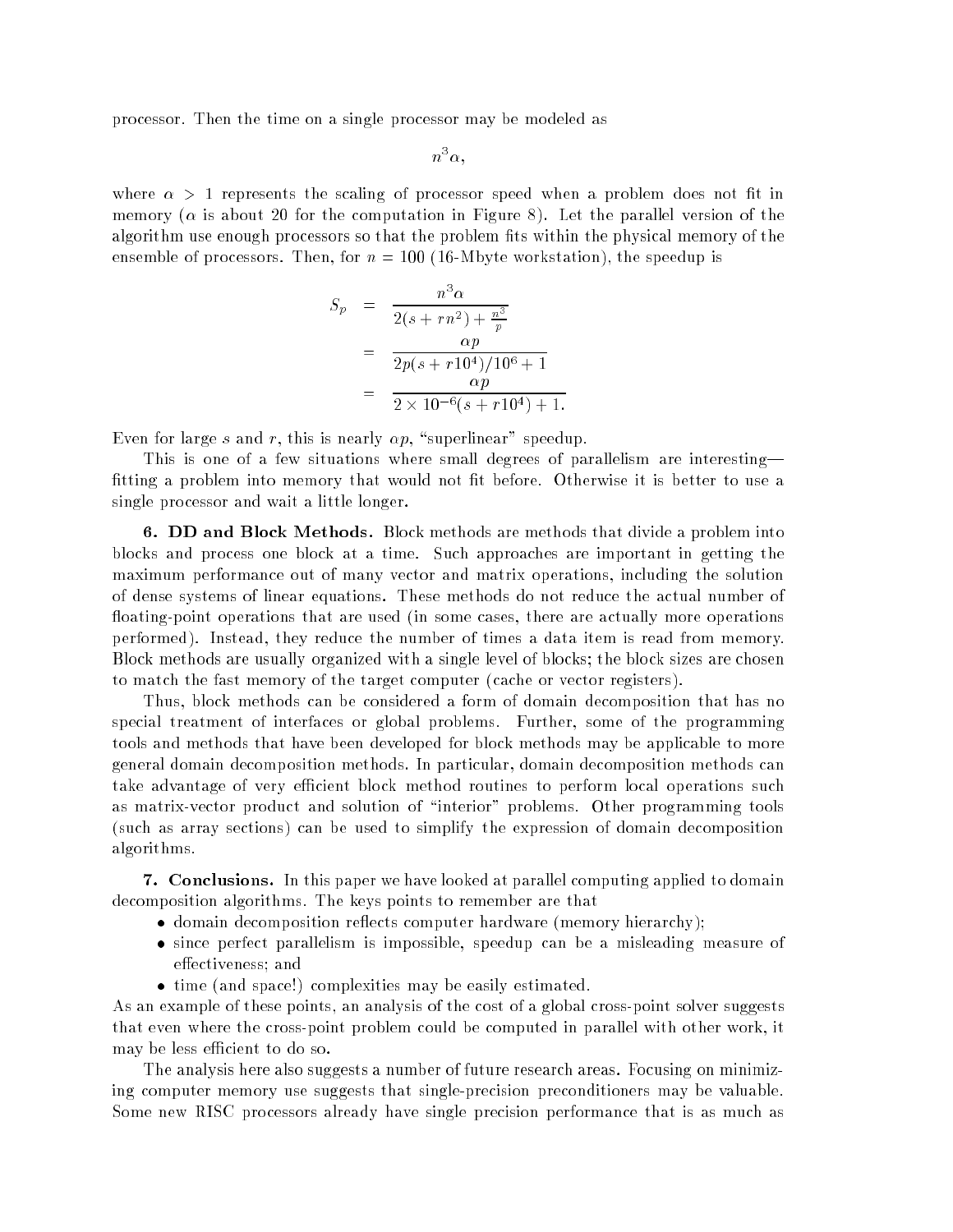processor. Then the time on a single processor may be modeled as

$$n^3\alpha,$$

where $\alpha > 1$ represents the scaling of processor speed when a problem does not fit in memory ($\alpha$ is about 20 for the computation in Figure 8). Let the parallel version of the algorithm use enough processors so that the problem fits within the physical memory of the ensemble of processors. Then, for $n = 100$ (16-Mbyte workstation), the speedup is

$$\begin{aligned} S_p &= \frac{n^3\alpha}{2(s + rn^2) + \frac{n^3}{p}} \\ &= \frac{\alpha p}{2p(s + r10^4)/10^6 + 1} \\ &= \frac{\alpha p}{2 \times 10^{-6}(s + r10^4) + 1.} \end{aligned}$$

Even for large $s$ and $r$, this is nearly $\alpha p$, "superlinear" speedup.

This is one of a few situations where small degrees of parallelism are interesting—fitting a problem into memory that would not fit before. Otherwise it is better to use a single processor and wait a little longer.

**6. DD and Block Methods.** Block methods are methods that divide a problem into blocks and process one block at a time. Such approaches are important in getting the maximum performance out of many vector and matrix operations, including the solution of dense systems of linear equations. These methods do not reduce the actual number of floating-point operations that are used (in some cases, there are actually more operations performed). Instead, they reduce the number of times a data item is read from memory. Block methods are usually organized with a single level of blocks; the block sizes are chosen to match the fast memory of the target computer (cache or vector registers).

Thus, block methods can be considered a form of domain decomposition that has no special treatment of interfaces or global problems. Further, some of the programming tools and methods that have been developed for block methods may be applicable to more general domain decomposition methods. In particular, domain decomposition methods can take advantage of very efficient block method routines to perform local operations such as matrix-vector product and solution of "interior" problems. Other programming tools (such as array sections) can be used to simplify the expression of domain decomposition algorithms.

**7. Conclusions.** In this paper we have looked at parallel computing applied to domain decomposition algorithms. The keys points to remember are that

- domain decomposition reflects computer hardware (memory hierarchy);
- since perfect parallelism is impossible, speedup can be a misleading measure of effectiveness; and
- time (and space!) complexities may be easily estimated.

As an example of these points, an analysis of the cost of a global cross-point solver suggests that even where the cross-point problem could be computed in parallel with other work, it may be less efficient to do so.

The analysis here also suggests a number of future research areas. Focusing on minimizing computer memory use suggests that single-precision preconditioners may be valuable. Some new RISC processors already have single precision performance that is as much as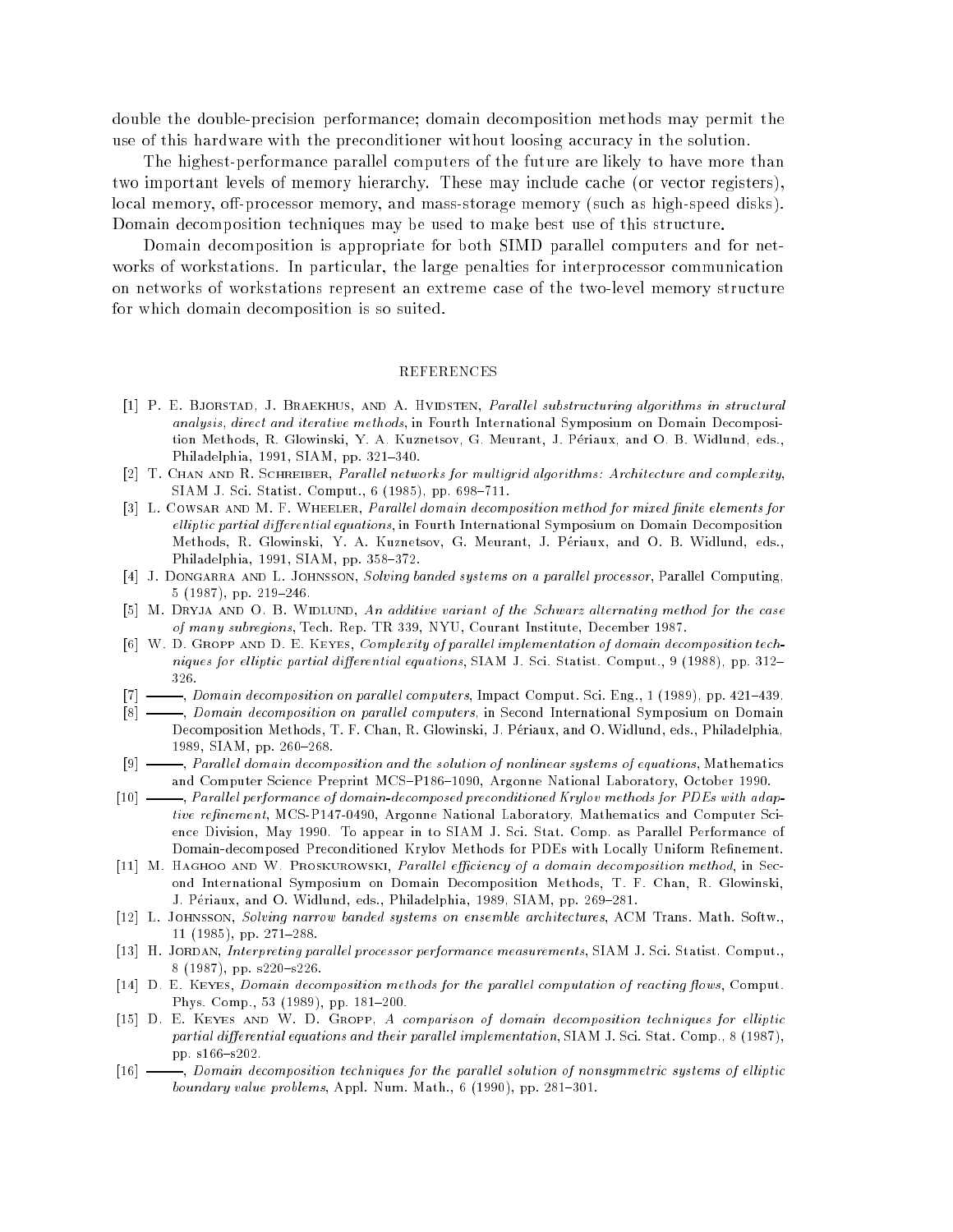double the double-precision performance; domain decomposition methods may permit the use of this hardware with the preconditioner without loosing accuracy in the solution.

The highest-performance parallel computers of the future are likely to have more than two important levels of memory hierarchy. These may include cache (or vector registers), local memory, off-processor memory, and mass-storage memory (such as high-speed disks). Domain decomposition techniques may be used to make best use of this structure.

Domain decomposition is appropriate for both SIMD parallel computers and for networks of workstations. In particular, the large penalties for interprocessor communication on networks of workstations represent an extreme case of the two-level memory structure for which domain decomposition is so suited.

## REFERENCES

[1] P. E. Bjorstad, J. Braekhus, and A. Hvidsten, *Parallel substructuring algorithms in structural analysis, direct and iterative methods*, in Fourth International Symposium on Domain Decomposition Methods, R. Glowinski, Y. A. Kuznetsov, G. Meurant, J. Périaux, and O. B. Widlund, eds., Philadelphia, 1991, SIAM, pp. 321–340.

[2] T. Chan and R. Schreiber, *Parallel networks for multigrid algorithms: Architecture and complexity*, SIAM J. Sci. Statist. Comput., 6 (1985), pp. 698–711.

[3] L. Cowsar and M. F. Wheeler, *Parallel domain decomposition method for mixed finite elements for elliptic partial differential equations*, in Fourth International Symposium on Domain Decomposition Methods, R. Glowinski, Y. A. Kuznetsov, G. Meurant, J. Périaux, and O. B. Widlund, eds., Philadelphia, 1991, SIAM, pp. 358–372.

[4] J. Dongarra and L. Johnsson, *Solving banded systems on a parallel processor*, Parallel Computing, 5 (1987), pp. 219–246.

[5] M. Dryja and O. B. Widlund, *An additive variant of the Schwarz alternating method for the case of many subregions*, Tech. Rep. TR 339, NYU, Courant Institute, December 1987.

[6] W. D. Gropp and D. E. Keyes, *Complexity of parallel implementation of domain decomposition techniques for elliptic partial differential equations*, SIAM J. Sci. Statist. Comput., 9 (1988), pp. 312–326.

[7] ———, *Domain decomposition on parallel computers*, Impact Comput. Sci. Eng., 1 (1989), pp. 421–439.

[8] ———, *Domain decomposition on parallel computers*, in Second International Symposium on Domain Decomposition Methods, T. F. Chan, R. Glowinski, J. Périaux, and O. Widlund, eds., Philadelphia, 1989, SIAM, pp. 260–268.

[9] ———, *Parallel domain decomposition and the solution of nonlinear systems of equations*, Mathematics and Computer Science Preprint MCS–P186–1090, Argonne National Laboratory, October 1990.

[10] ———, *Parallel performance of domain-decomposed preconditioned Krylov methods for PDEs with adaptive refinement*, MCS-P147-0490, Argonne National Laboratory, Mathematics and Computer Science Division, May 1990. To appear in to SIAM J. Sci. Stat. Comp. as Parallel Performance of Domain-decomposed Preconditioned Krylov Methods for PDEs with Locally Uniform Refinement.

[11] M. Haghoo and W. Proskurowski, *Parallel efficiency of a domain decomposition method*, in Second International Symposium on Domain Decomposition Methods, T. F. Chan, R. Glowinski, J. Périaux, and O. Widlund, eds., Philadelphia, 1989, SIAM, pp. 269–281.

[12] L. Johnsson, *Solving narrow banded systems on ensemble architectures*, ACM Trans. Math. Softw., 11 (1985), pp. 271–288.

[13] H. Jordan, *Interpreting parallel processor performance measurements*, SIAM J. Sci. Statist. Comput., 8 (1987), pp. s220–s226.

[14] D. E. Keyes, *Domain decomposition methods for the parallel computation of reacting flows*, Comput. Phys. Comp., 53 (1989), pp. 181–200.

[15] D. E. Keyes and W. D. Gropp, *A comparison of domain decomposition techniques for elliptic partial differential equations and their parallel implementation*, SIAM J. Sci. Stat. Comp., 8 (1987), pp. s166–s202.

[16] ———, *Domain decomposition techniques for the parallel solution of nonsymmetric systems of elliptic boundary value problems*, Appl. Num. Math., 6 (1990), pp. 281–301.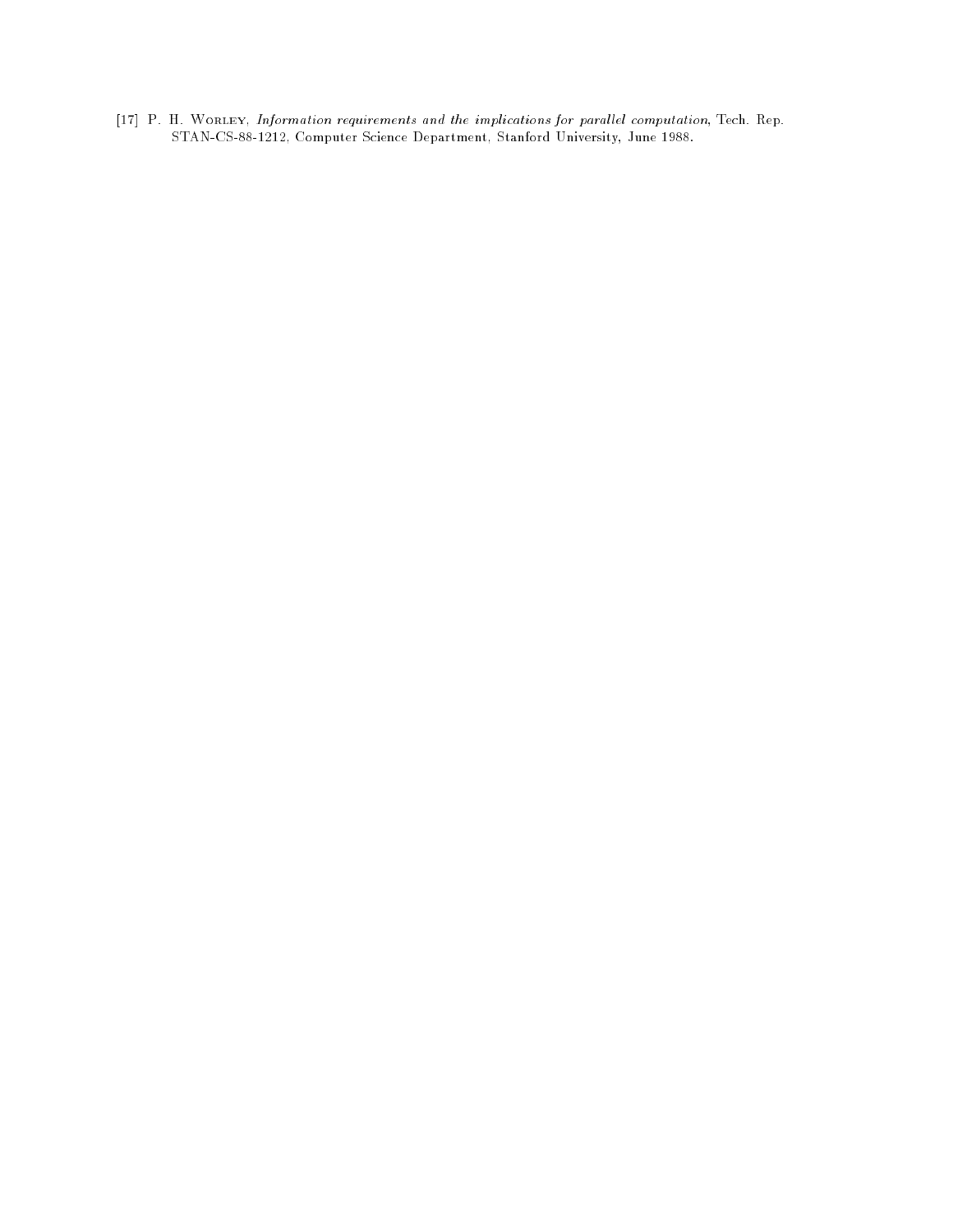[17] P. H. Worley, *Information requirements and the implications for parallel computation*, Tech. Rep. STAN-CS-88-1212, Computer Science Department, Stanford University, June 1988.